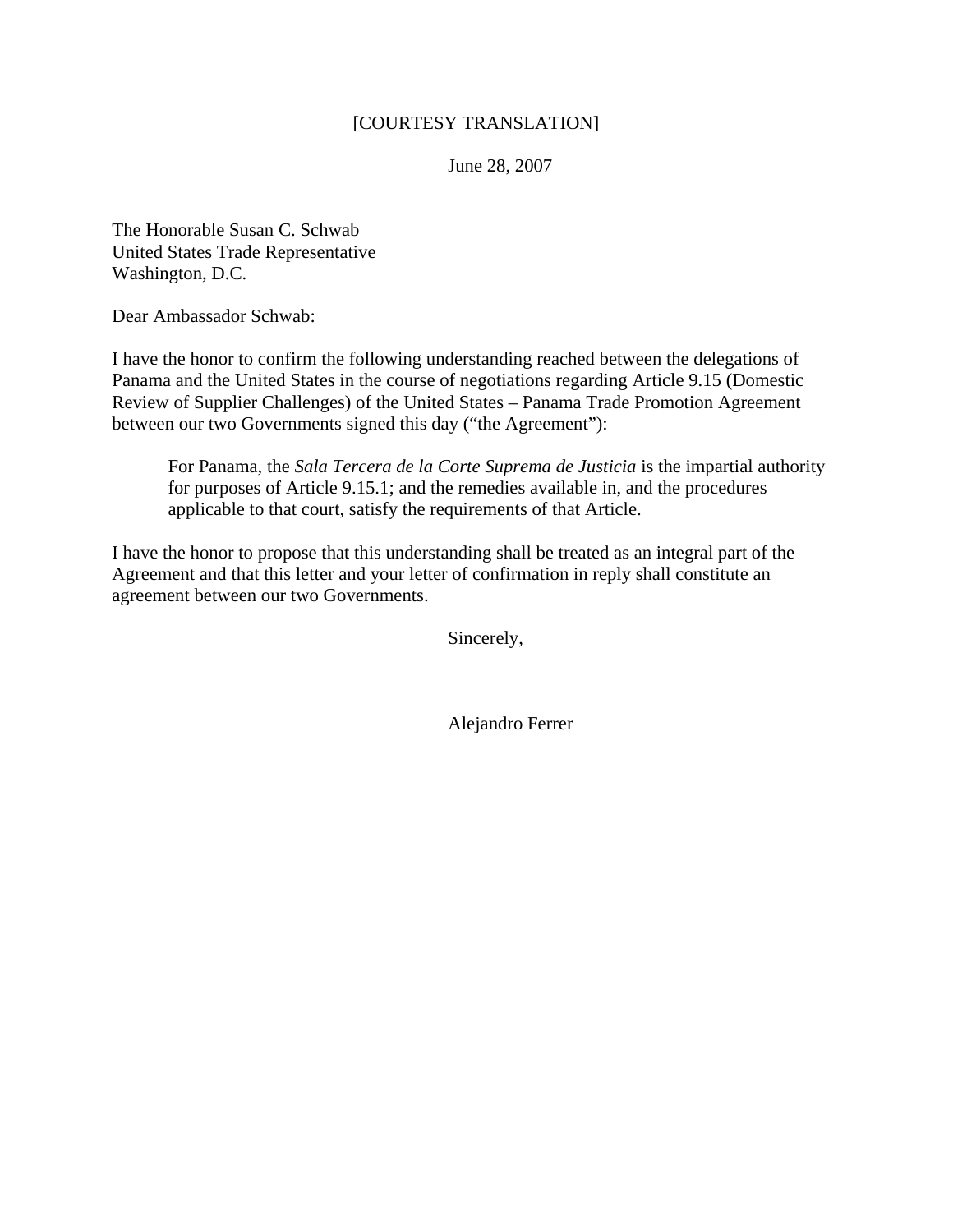[COURTESY TRANSLATION]

June 28, 2007

The Honorable Susan C. Schwab
United States Trade Representative
Washington, D.C.

Dear Ambassador Schwab:

I have the honor to confirm the following understanding reached between the delegations of Panama and the United States in the course of negotiations regarding Article 9.15 (Domestic Review of Supplier Challenges) of the United States – Panama Trade Promotion Agreement between our two Governments signed this day ("the Agreement"):

> For Panama, the *Sala Tercera de la Corte Suprema de Justicia* is the impartial authority for purposes of Article 9.15.1; and the remedies available in, and the procedures applicable to that court, satisfy the requirements of that Article.

I have the honor to propose that this understanding shall be treated as an integral part of the Agreement and that this letter and your letter of confirmation in reply shall constitute an agreement between our two Governments.

Sincerely,

Alejandro Ferrer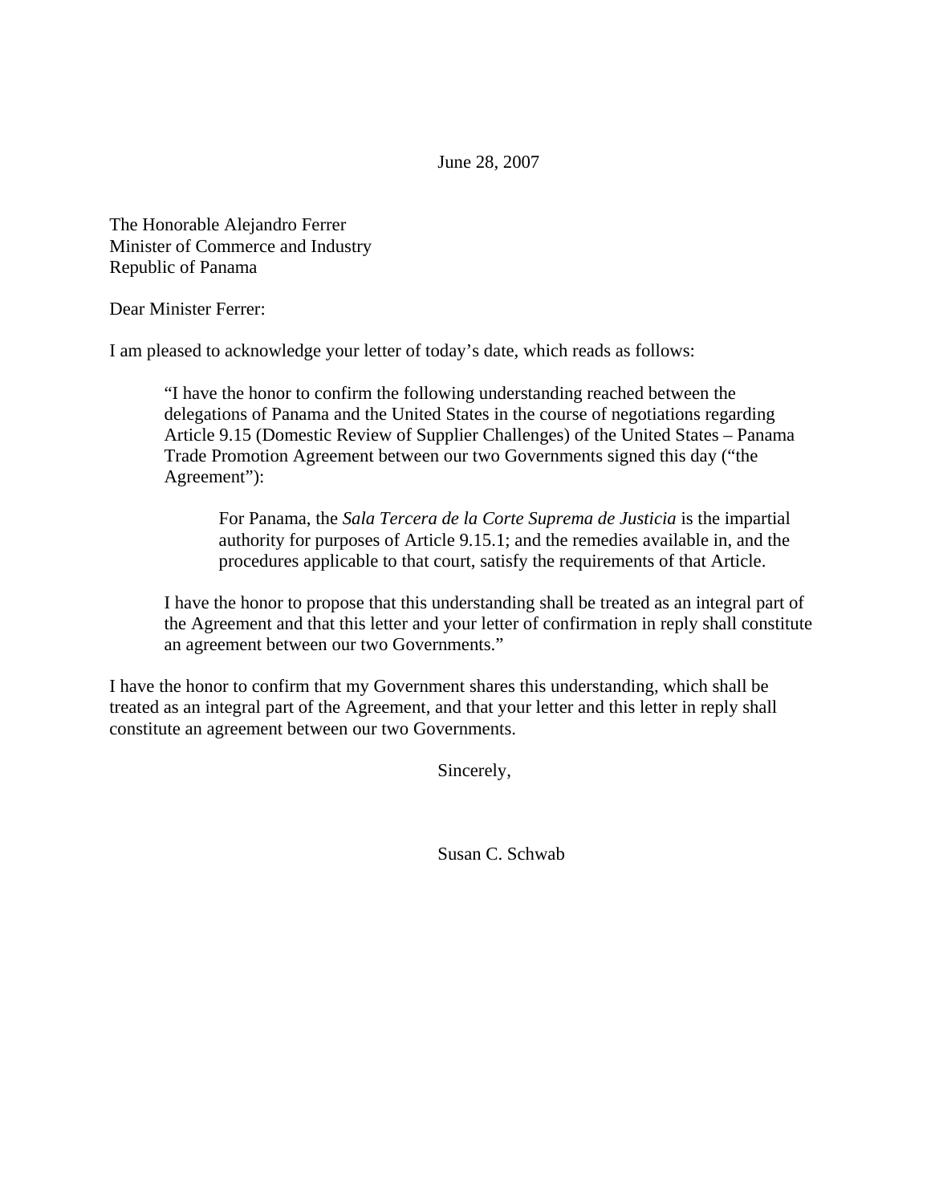June 28, 2007

The Honorable Alejandro Ferrer
Minister of Commerce and Industry
Republic of Panama

Dear Minister Ferrer:

I am pleased to acknowledge your letter of today's date, which reads as follows:

> "I have the honor to confirm the following understanding reached between the delegations of Panama and the United States in the course of negotiations regarding Article 9.15 (Domestic Review of Supplier Challenges) of the United States – Panama Trade Promotion Agreement between our two Governments signed this day ("the Agreement"):
>
> > For Panama, the *Sala Tercera de la Corte Suprema de Justicia* is the impartial authority for purposes of Article 9.15.1; and the remedies available in, and the procedures applicable to that court, satisfy the requirements of that Article.
>
> I have the honor to propose that this understanding shall be treated as an integral part of the Agreement and that this letter and your letter of confirmation in reply shall constitute an agreement between our two Governments."

I have the honor to confirm that my Government shares this understanding, which shall be treated as an integral part of the Agreement, and that your letter and this letter in reply shall constitute an agreement between our two Governments.

Sincerely,

Susan C. Schwab